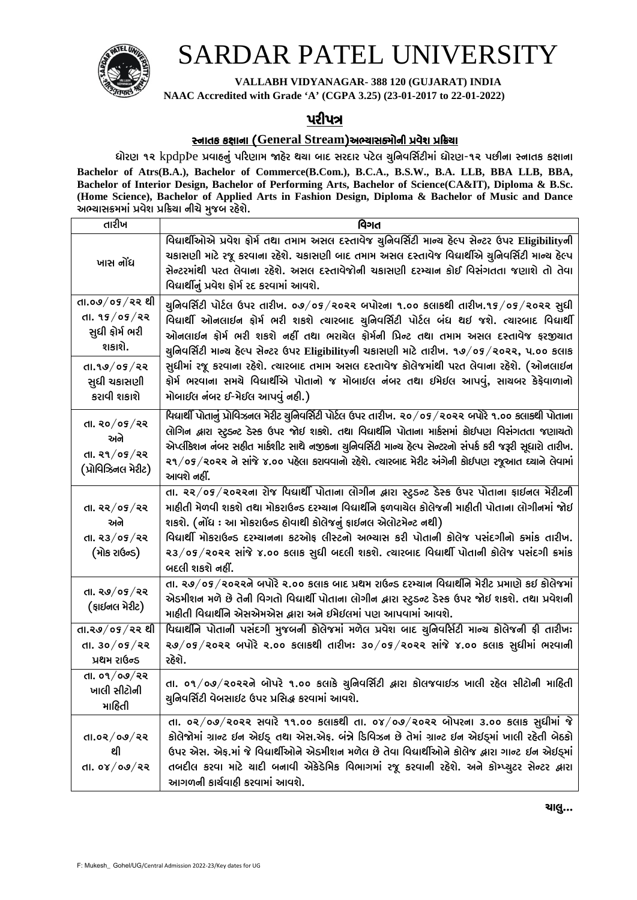# SARDAR PATEL UNIVERSITY

**VALLABH VIDYANAGAR- 388 120 (GUJARAT) INDIA**
**NAAC Accredited with Grade 'A' (CGPA 3.25) (23-01-2017 to 22-01-2022)**

## પરીપત્ર

### સ્નાતક કક્ષાના (General Stream)અભ્યાસક્રમોની પ્રવેશ પ્રક્રિયા

**ધોરણ ૧૨ kpdpÞe પ્રવાહનું પરિણામ જાહેર થયા બાદ સરદાર પટેલ યુનિવર્સિટીમાં ધોરણ-૧૨ પછીના સ્નાતક કક્ષાના Bachelor of Atrs(B.A.), Bachelor of Commerce(B.Com.), B.C.A., B.S.W., B.A. LLB, BBA LLB, BBA, Bachelor of Interior Design, Bachelor of Performing Arts, Bachelor of Science(CA&IT), Diploma & B.Sc. (Home Science), Bachelor of Applied Arts in Fashion Design, Diploma & Bachelor of Music and Dance અભ્યાસક્રમમાં પ્રવેશ પ્રક્રિયા નીચે મુજબ રહેશે.**

| તારીખ | વિગત |
|---|---|
| ખાસ નોંધ | વિદ્યાર્થીઓએ પ્રવેશ ફોર્મ તથા તમામ અસલ દસ્તાવેજ યુનિવર્સિટી માન્ય હેલ્પ સેન્ટર ઉપર Eligibilityની ચકાસણી માટે રજૂ કરવાના રહેશે. ચકાસણી બાદ તમામ અસલ દસ્તાવેજ વિદ્યાર્થીએ યુનિવર્સિટી માન્ય હેલ્પ સેન્ટરમાંથી પરત લેવાના રહેશે. અસલ દસ્તાવેજોની ચકાસણી દરમ્યાન કોઈ વિસંગતતા જણાશે તો તેવા વિદ્યાર્થીનું પ્રવેશ ફોર્મ રદ કરવામાં આવશે. |
| તા.૦૭/૦૬/૨૨ થી તા. ૧૬/૦૬/૨૨ સુધી ફોર્મ ભરી શકાશે.<br>તા.૧૭/૦૬/૨૨ સુધી ચકાસણી કરાવી શકાશે | યુનિવર્સિટી પોર્ટલ ઉપર તારીખ. ૦૭/૦૬/૨૦૨૨ બપોરના ૧.૦૦ કલાકથી તારીખ.૧૬/૦૬/૨૦૨૨ સુધી વિદ્યાર્થી ઓનલાઇન ફોર્મ ભરી શકશે ત્યારબાદ યુનિવર્સિટી પોર્ટલ બંધ થઇ જશે. ત્યારબાદ વિદ્યાર્થી ઓનલાઇન ફોર્મ ભરી શકશે નહીં તથા ભરાયેલ ફોર્મની પ્રિન્ટ તથા તમામ અસલ દસ્તાવેજ ફરજીયાત યુનિવર્સિટી માન્ય હેલ્પ સેન્ટર ઉપર Eligibilityની ચકાસણી માટે તારીખ. ૧૭/૦૬/૨૦૨૨, ૫.૦૦ કલાક સુધીમાં રજૂ કરવાના રહેશે. ત્યારબાદ તમામ અસલ દસ્તાવેજ કોલેજમાંથી પરત લેવાના રહેશે. (ઓનલાઇન ફોર્મ ભરવાના સમયે વિદ્યાર્થીએ પોતાનો જ મોબાઇલ નંબર તથા ઇમેઇલ આપવું, સાયબર કેફેવાળાનો મોબાઇલ નંબર ઈ-મેઈલ આપવું નહી.) |
| તા. ૨૦/૦૬/૨૨ અને તા. ૨૧/૦૬/૨૨ (પ્રોવિઝિનલ મેરીટ) | વિદ્યાર્થી પોતાનું પ્રોવિઝનલ મેરીટ યુનિવર્સિટી પોર્ટલ ઉપર તારીખ. ૨૦/૦૬/૨૦૨૨ બપોરે ૧.૦૦ કલાકથી પોતાના લોગિન દ્વારા સ્ટુડન્ટ ડેસ્ક ઉપર જોઇ શકશે. તથા વિદ્યાર્થીને પોતાના માર્કસમાં કોઇપણ વિસંગતતા જણાયતો એપ્લીકેશન નંબર સહીત માર્કશીટ સાથે નજીકના યુનિવર્સિટી માન્ય હેલ્પ સેન્ટરનો સંપર્ક કરી જરૂરી સૂધારો તારીખ. ૨૧/૦૬/૨૦૨૨ ને સાંજે ૪.૦૦ પહેલા કરાવવાનો રહેશે. ત્યારબાદ મેરીટ અંગેની કોઇપણ રજૂઆત ધ્યાને લેવામાં આવશે નહીં. |
| તા. ૨૨/૦૬/૨૨ અને તા. ૨૩/૦૬/૨૨ (મોક રાઉન્ડ) | તા. ૨૨/૦૬/૨૦૨૨ના રોજ વિદ્યાર્થી પોતાના લોગીન દ્વારા સ્ટુડન્ટ ડેસ્ક ઉપર પોતાના ફાઇનલ મેરીટની માહીતી મેળવી શકશે તથા મોકરાઉન્ડ દરમ્યાન વિદ્યાર્થીને ફળવાયેલ કોલેજની માહીતી પોતાના લોગીનમાં જોઇ શકશે. (નોંધ : આ મોકરાઉન્ડ હોવાથી કોલેજનું ફાઇનલ એલોટમેન્ટ નથી)<br>વિદ્યાર્થી મોકરાઉન્ડ દરમ્યાનના કટઓફ લીસ્ટનો અભ્યાસ કરી પોતાની કોલેજ પસંદગીનો ક્રમાંક તારીખ. ૨૩/૦૬/૨૦૨૨ સાંજે ૪.૦૦ કલાક સુધી બદલી શકશે. ત્યારબાદ વિદ્યાર્થી પોતાની કોલેજ પસંદગી ક્રમાંક બદલી શકશે નહીં. |
| તા. ૨૭/૦૬/૨૨ (ફાઇનલ મેરીટ) | તા. ૨૭/૦૬/૨૦૨૨ને બપોરે ૨.૦૦ કલાક બાદ પ્રથમ રાઉન્ડ દરમ્યાન વિદ્યાર્થીને મેરીટ પ્રમાણે કઇ કોલેજમાં એડમીશન મળે છે તેની વિગતો વિદ્યાર્થી પોતાના લોગીન દ્વારા સ્ટુડન્ટ ડેસ્ક ઉપર જોઇ શકશે. તથા પ્રવેશની માહીતી વિદ્યાર્થીને એસએમએસ દ્વારા અને ઈમેઈલમાં પણ આપવામાં આવશે. |
| તા.૨૭/૦૬/૨૨ થી તા. ૩૦/૦૬/૨૨ પ્રથમ રાઉન્ડ | વિદ્યાર્થીને પોતાની પસંદગી મુજબની કોલેજમાં મળેલ પ્રવેશ બાદ યુનિવર્સિટી માન્ય કોલેજની ફી તારીખઃ ૨૭/૦૬/૨૦૨૨ બપોરે ૨.૦૦ કલાકથી તારીખઃ ૩૦/૦૬/૨૦૨૨ સાંજે ૪.૦૦ કલાક સુધીમાં ભરવાની રહેશે. |
| તા. ૦૧/૦૭/૨૨ ખાલી સીટોની માહિતી | તા. ૦૧/૦૭/૨૦૨૨ને બોપરે ૧.૦૦ કલાકે યુનિવર્સિટી દ્વારા કોલેજવાઇઝ ખાલી રહેલ સીટોની માહિતી યુનિવર્સિટી વેબસાઇટ ઉપર પ્રસિદ્ધ કરવામાં આવશે. |
| તા.૦૨/૦૭/૨૨ થી તા. ૦૪/૦૭/૨૨ | તા. ૦૨/૦૭/૨૦૨૨ સવારે ૧૧.૦૦ કલાકથી તા. ૦૪/૦૭/૨૦૨૨ બોપરના ૩.૦૦ કલાક સુધીમાં જે કોલેજોમાં ગ્રાન્ટ ઇન એઇડ્ તથા એસ.એફ. બંન્ને ડિવિઝન છે તેમાં ગ્રાન્ટ ઇન એઇડ્માં ખાલી રહેતી બેઠકો ઉપર એસ. એફ.માં જે વિદ્યાર્થીઓને એડમીશન મળેલ છે તેવા વિદ્યાર્થીઓને કોલેજ દ્વારા ગાન્ટ ઇન એઇડ્માં તબદીલ કરવા માટે યાદી બનાવી એકેડેમિક વિભાગમાં રજૂ કરવાની રહેશે. અને કોમ્પ્યુટર સેન્ટર દ્વારા આગળની કાર્યવાહી કરવામાં આવશે. |

ચાલુ...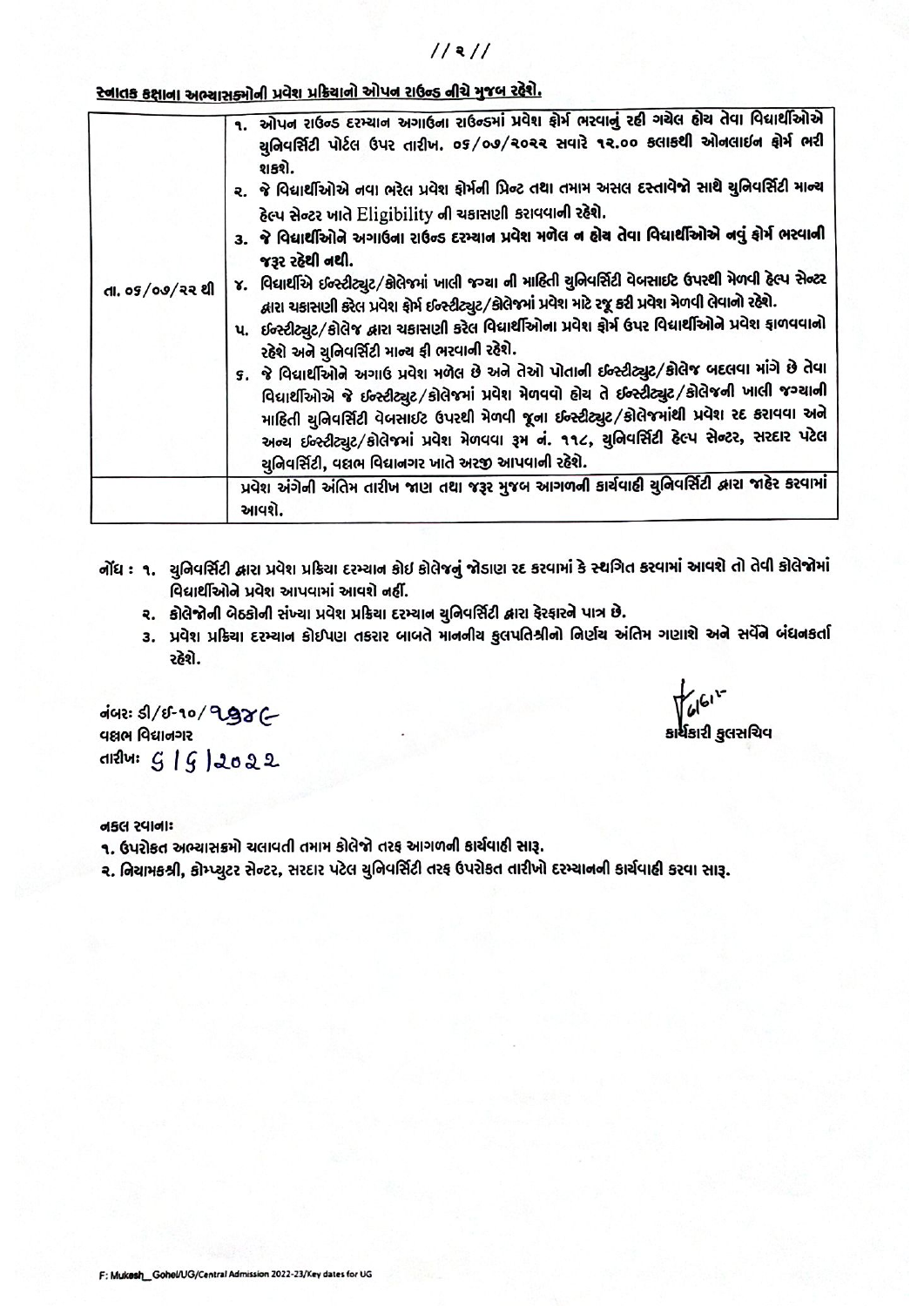**સ્નાતક કક્ષાના અભ્યાસક્રમોની પ્રવેશ પ્રક્રિયાનો ઓપન રાઉન્ડ નીચે મુજબ રહેશે.**

| | |
|---|---|
| તા. ૦૬/૦૭/૨૨ થી | ૧. ઓપન રાઉન્ડ દરમ્યાન અગાઉના રાઉન્ડમાં પ્રવેશ ફોર્મ ભરવાનું રહી ગયેલ હોય તેવા વિદ્યાર્થીઓએ યુનિવર્સિટી પોર્ટલ ઉપર તારીખ. ૦૬/૦૭/૨૦૨૨ સવારે ૧૨.૦૦ કલાકથી ઓનલાઇન ફોર્મ ભરી શકશે.<br>૨. જે વિદ્યાર્થીઓએ નવા ભરેલ પ્રવેશ ફોર્મની પ્રિન્ટ તથા તમામ અસલ દસ્તાવેજો સાથે યુનિવર્સિટી માન્ય હેલ્પ સેન્ટર ખાતે Eligibility ની ચકાસણી કરાવવાની રહેશે.<br>**૩. જે વિદ્યાર્થીઓને અગાઉના રાઉન્ડ દરમ્યાન પ્રવેશ મળેલ ન હોય તેવા વિદ્યાર્થીઓએ નવું ફોર્મ ભરવાની જરૂર રહેથી નથી.**<br>૪. વિદ્યાર્થીએ ઈન્સ્ટીટ્યુટ/કોલેજમાં ખાલી જગ્યા ની માહિતી યુનિવર્સિટી વેબસાઈટ ઉપરથી મેળવી હેલ્પ સેન્ટર દ્વારા ચકાસણી કરેલ પ્રવેશ ફોર્મ ઈન્સ્ટીટ્યુટ/કોલેજમાં પ્રવેશ માટે રજૂ કરી પ્રવેશ મેળવી લેવાનો રહેશે.<br>૫. ઈન્સ્ટીટ્યુટ/કોલેજ દ્વારા ચકાસણી કરેલ વિદ્યાર્થીઓના પ્રવેશ ફોર્મ ઉપર વિદ્યાર્થીઓને પ્રવેશ ફાળવવાનો રહેશે અને યુનિવર્સિટી માન્ય ફી ભરવાની રહેશે.<br>૬. જે વિદ્યાર્થીઓને અગાઉ પ્રવેશ મળેલ છે અને તેઓ પોતાની ઈન્સ્ટીટ્યુટ/કોલેજ બદલવા માંગે છે તેવા વિદ્યાર્થીઓએ જે ઈન્સ્ટીટ્યુટ/કોલેજમાં પ્રવેશ મેળવવો હોય તે ઈન્સ્ટીટ્યુટ/કોલેજની ખાલી જગ્યાની માહિતી યુનિવર્સિટી વેબસાઈટ ઉપરથી મેળવી જૂના ઈન્સ્ટીટ્યુટ/કોલેજમાંથી પ્રવેશ રદ કરાવવા અને અન્ય ઈન્સ્ટીટ્યુટ/કોલેજમાં પ્રવેશ મેળવવા રૂમ નં. ૧૧૮, યુનિવર્સિટી હેલ્પ સેન્ટર, સરદાર પટેલ યુનિવર્સિટી, વલ્લભ વિદ્યાનગર ખાતે અરજી આપવાની રહેશે. |
| | પ્રવેશ અંગેની અંતિમ તારીખ જાણ તથા જરૂર મુજબ આગળની કાર્યવાહી યુનિવર્સિટી દ્વારા જાહેર કરવામાં આવશે. |

નોંધ :
1. યુનિવર્સિટી દ્વારા પ્રવેશ પ્રક્રિયા દરમ્યાન કોઈ કોલેજનું જોડાણ રદ કરવામાં કે સ્થગિત કરવામાં આવશે તો તેવી કોલેજોમાં વિદ્યાર્થીઓને પ્રવેશ આપવામાં આવશે નહીં.
2. કોલેજોની બેઠકોની સંખ્યા પ્રવેશ પ્રક્રિયા દરમ્યાન યુનિવર્સિટી દ્વારા ફેરફારને પાત્ર છે.
3. પ્રવેશ પ્રક્રિયા દરમ્યાન કોઈપણ તકરાર બાબતે માનનીય કુલપતિશ્રીનો નિર્ણય અંતિમ ગણાશે અને સર્વેને બંધનકર્તા રહેશે.

નંબરઃ ડી/ઈ-૧૦/ ૧૭૪૯
વલ્લભ વિદ્યાનગર
તારીખઃ 5/5/2022

કાર્યકારી કુલસચિવ

નકલ રવાનાઃ

૧. ઉપરોકત અભ્યાસક્રમો ચલાવતી તમામ કોલેજો તરફ આગળની કાર્યવાહી સારૂ.
૨. નિયામકશ્રી, કોમ્પ્યુટર સેન્ટર, સરદાર પટેલ યુનિવર્સિટી તરફ ઉપરોકત તારીખો દરમ્યાનની કાર્યવાહી કરવા સારૂ.

F: Mukesh_Gohel/UG/Central Admission 2022-23/Key dates for UG